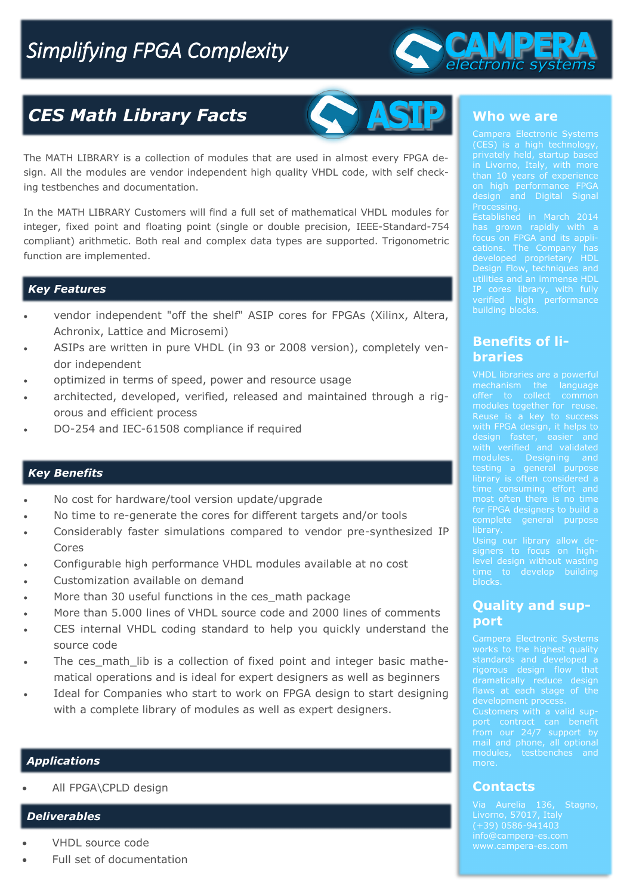# Simplifying FPGA Complexity

CAMPERA electronic systems

## CES Math Library Facts

ASIP

The MATH LIBRARY is a collection of modules that are used in almost every FPGA design. All the modules are vendor independent high quality VHDL code, with self checking testbenches and documentation.

In the MATH LIBRARY Customers will find a full set of mathematical VHDL modules for integer, fixed point and floating point (single or double precision, IEEE-Standard-754 compliant) arithmetic. Both real and complex data types are supported. Trigonometric function are implemented.

### Key Features

- vendor independent "off the shelf" ASIP cores for FPGAs (Xilinx, Altera, Achronix, Lattice and Microsemi)
- ASIPs are written in pure VHDL (in 93 or 2008 version), completely vendor independent
- optimized in terms of speed, power and resource usage
- architected, developed, verified, released and maintained through a rigorous and efficient process
- DO-254 and IEC-61508 compliance if required

### Key Benefits

- No cost for hardware/tool version update/upgrade
- No time to re-generate the cores for different targets and/or tools
- Considerably faster simulations compared to vendor pre-synthesized IP Cores
- Configurable high performance VHDL modules available at no cost
- Customization available on demand
- More than 30 useful functions in the ces_math package
- More than 5.000 lines of VHDL source code and 2000 lines of comments
- CES internal VHDL coding standard to help you quickly understand the source code
- The ces_math_lib is a collection of fixed point and integer basic mathematical operations and is ideal for expert designers as well as beginners
- Ideal for Companies who start to work on FPGA design to start designing with a complete library of modules as well as expert designers.

### Applications

- All FPGA\CPLD design

### Deliverables

- VHDL source code
- Full set of documentation

## Who we are

Campera Electronic Systems (CES) is a high technology, privately held, startup based in Livorno, Italy, with more than 10 years of experience on high performance FPGA design and Digital Signal Processing.
Established in March 2014 has grown rapidly with a focus on FPGA and its applications. The Company has developed proprietary HDL Design Flow, techniques and utilities and an immense HDL IP cores library, with fully verified high performance building blocks.

## Benefits of libraries

VHDL libraries are a powerful mechanism the language offer to collect common modules together for reuse. Reuse is a key to success with FPGA design, it helps to design faster, easier and with verified and validated modules. Designing and testing a general purpose library is often considered a time consuming effort and most often there is no time for FPGA designers to build a complete general purpose library.
Using our library allow designers to focus on high-level design without wasting time to develop building blocks.

## Quality and support

Campera Electronic Systems works to the highest quality standards and developed a rigorous design flow that dramatically reduce design flaws at each stage of the development process.
Customers with a valid support contract can benefit from our 24/7 support by mail and phone, all optional modules, testbenches and more.

## Contacts

Via Aurelia 136, Stagno, Livorno, 57017, Italy
(+39) 0586-941403
info@campera-es.com
www.campera-es.com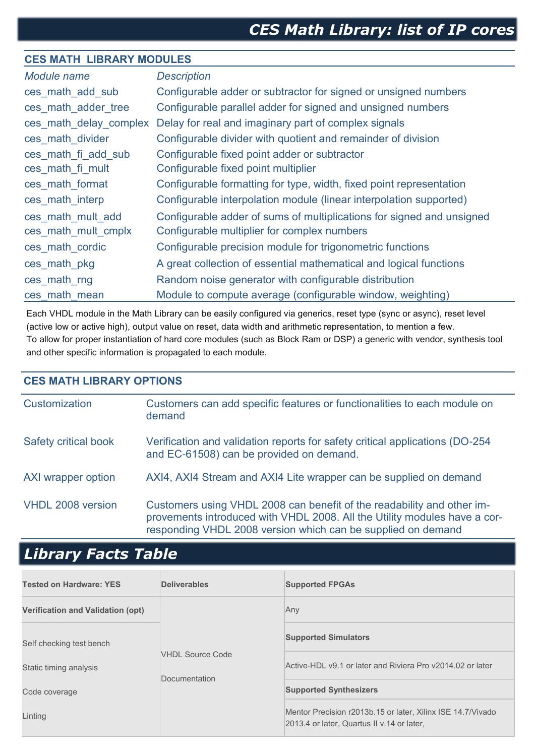# CES Math Library: list of IP cores

## CES MATH LIBRARY MODULES

| *Module name* | *Description* |
| --- | --- |
| ces_math_add_sub | Configurable adder or subtractor for signed or unsigned numbers |
| ces_math_adder_tree | Configurable parallel adder for signed and unsigned numbers |
| ces_math_delay_complex | Delay for real and imaginary part of complex signals |
| ces_math_divider | Configurable divider with quotient and remainder of division |
| ces_math_fi_add_sub | Configurable fixed point adder or subtractor |
| ces_math_fi_mult | Configurable fixed point multiplier |
| ces_math_format | Configurable formatting for type, width, fixed point representation |
| ces_math_interp | Configurable interpolation module (linear interpolation supported) |
| ces_math_mult_add | Configurable adder of sums of multiplications for signed and unsigned |
| ces_math_mult_cmplx | Configurable multiplier for complex numbers |
| ces_math_cordic | Configurable precision module for trigonometric functions |
| ces_math_pkg | A great collection of essential mathematical and logical functions |
| ces_math_rng | Random noise generator with configurable distribution |
| ces_math_mean | Module to compute average (configurable window, weighting) |

Each VHDL module in the Math Library can be easily configured via generics, reset type (sync or async), reset level (active low or active high), output value on reset, data width and arithmetic representation, to mention a few.
To allow for proper instantiation of hard core modules (such as Block Ram or DSP) a generic with vendor, synthesis tool and other specific information is propagated to each module.

## CES MATH LIBRARY OPTIONS

| | |
| --- | --- |
| Customization | Customers can add specific features or functionalities to each module on demand |
| Safety critical book | Verification and validation reports for safety critical applications (DO-254 and EC-61508) can be provided on demand. |
| AXI wrapper option | AXI4, AXI4 Stream and AXI4 Lite wrapper can be supplied on demand |
| VHDL 2008 version | Customers using VHDL 2008 can benefit of the readability and other improvements introduced with VHDL 2008. All the Utility modules have a corresponding VHDL 2008 version which can be supplied on demand |

# Library Facts Table

| **Tested on Hardware: YES** | **Deliverables** | **Supported FPGAs** |
| --- | --- | --- |
| **Verification and Validation (opt)** | VHDL Source Code | Any |
| Self checking test bench | Documentation | **Supported Simulators** |
| Static timing analysis | | Active-HDL v9.1 or later and Riviera Pro v2014.02 or later |
| Code coverage | | **Supported Synthesizers** |
| Linting | | Mentor Precision r2013b.15 or later, Xilinx ISE 14.7/Vivado 2013.4 or later, Quartus II v.14 or later, |